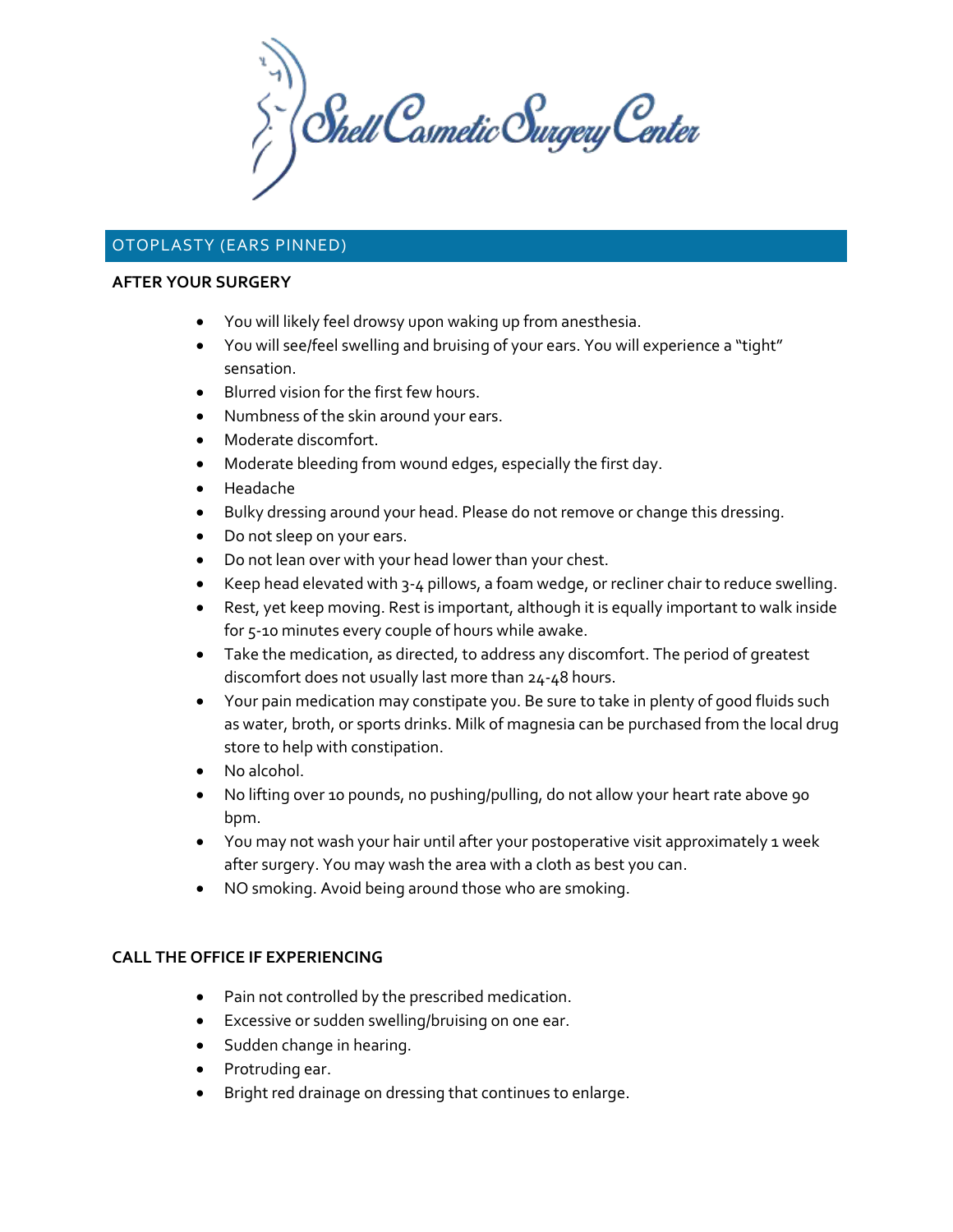Shell Cosmetic Surgery Center

## OTOPLASTY (EARS PINNED)

### AFTER YOUR SURGERY

- You will likely feel drowsy upon waking up from anesthesia.
- You will see/feel swelling and bruising of your ears. You will experience a "tight" sensation.
- Blurred vision for the first few hours.
- Numbness of the skin around your ears.
- Moderate discomfort.
- Moderate bleeding from wound edges, especially the first day.
- Headache
- Bulky dressing around your head. Please do not remove or change this dressing.
- Do not sleep on your ears.
- Do not lean over with your head lower than your chest.
- Keep head elevated with 3-4 pillows, a foam wedge, or recliner chair to reduce swelling.
- Rest, yet keep moving. Rest is important, although it is equally important to walk inside for 5-10 minutes every couple of hours while awake.
- Take the medication, as directed, to address any discomfort. The period of greatest discomfort does not usually last more than 24-48 hours.
- Your pain medication may constipate you. Be sure to take in plenty of good fluids such as water, broth, or sports drinks. Milk of magnesia can be purchased from the local drug store to help with constipation.
- No alcohol.
- No lifting over 10 pounds, no pushing/pulling, do not allow your heart rate above 90 bpm.
- You may not wash your hair until after your postoperative visit approximately 1 week after surgery. You may wash the area with a cloth as best you can.
- NO smoking. Avoid being around those who are smoking.

### CALL THE OFFICE IF EXPERIENCING

- Pain not controlled by the prescribed medication.
- Excessive or sudden swelling/bruising on one ear.
- Sudden change in hearing.
- Protruding ear.
- Bright red drainage on dressing that continues to enlarge.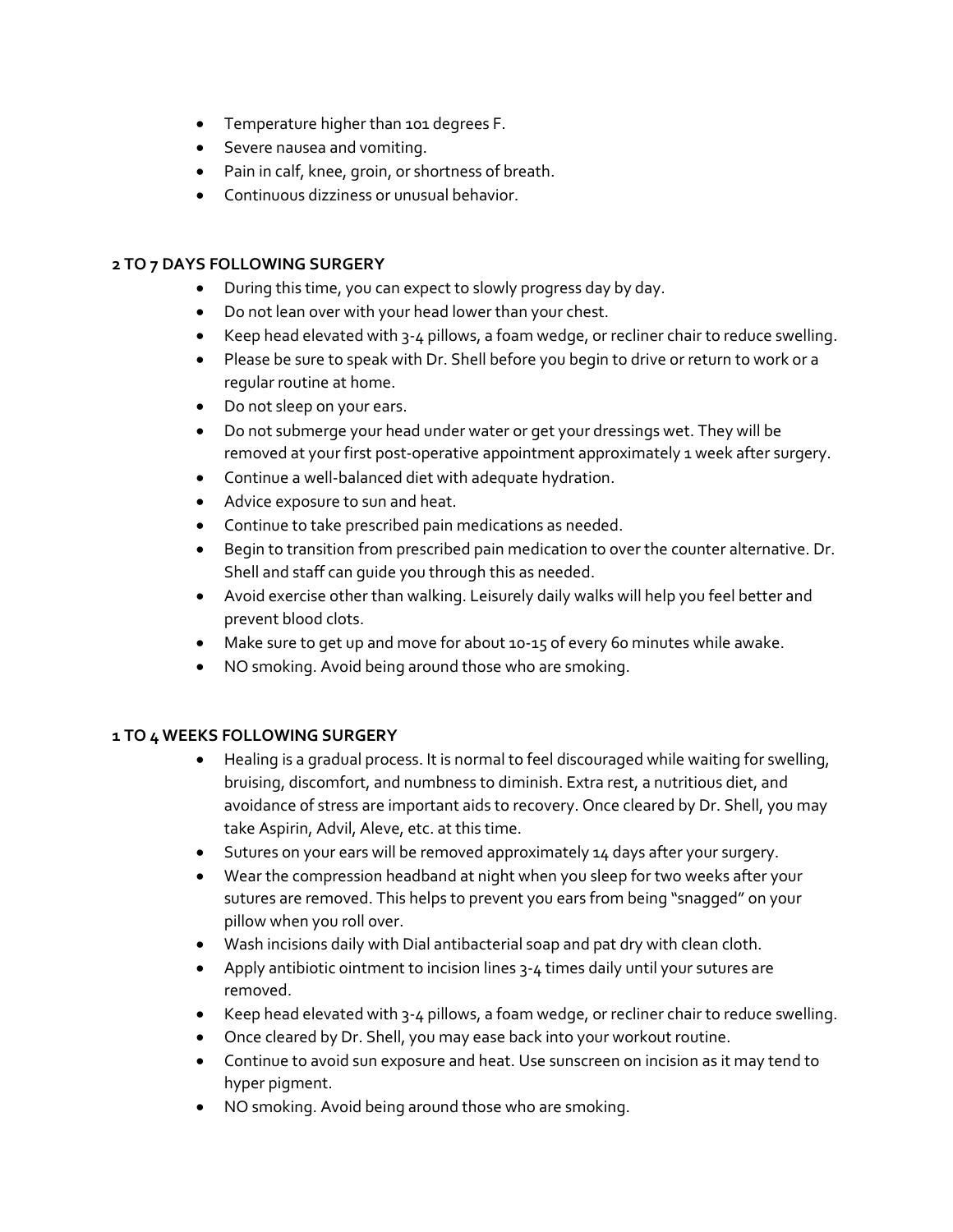- Temperature higher than 101 degrees F.
- Severe nausea and vomiting.
- Pain in calf, knee, groin, or shortness of breath.
- Continuous dizziness or unusual behavior.

**2 TO 7 DAYS FOLLOWING SURGERY**

- During this time, you can expect to slowly progress day by day.
- Do not lean over with your head lower than your chest.
- Keep head elevated with 3-4 pillows, a foam wedge, or recliner chair to reduce swelling.
- Please be sure to speak with Dr. Shell before you begin to drive or return to work or a regular routine at home.
- Do not sleep on your ears.
- Do not submerge your head under water or get your dressings wet. They will be removed at your first post-operative appointment approximately 1 week after surgery.
- Continue a well-balanced diet with adequate hydration.
- Advice exposure to sun and heat.
- Continue to take prescribed pain medications as needed.
- Begin to transition from prescribed pain medication to over the counter alternative. Dr. Shell and staff can guide you through this as needed.
- Avoid exercise other than walking. Leisurely daily walks will help you feel better and prevent blood clots.
- Make sure to get up and move for about 10-15 of every 60 minutes while awake.
- NO smoking. Avoid being around those who are smoking.

**1 TO 4 WEEKS FOLLOWING SURGERY**

- Healing is a gradual process. It is normal to feel discouraged while waiting for swelling, bruising, discomfort, and numbness to diminish. Extra rest, a nutritious diet, and avoidance of stress are important aids to recovery. Once cleared by Dr. Shell, you may take Aspirin, Advil, Aleve, etc. at this time.
- Sutures on your ears will be removed approximately 14 days after your surgery.
- Wear the compression headband at night when you sleep for two weeks after your sutures are removed. This helps to prevent you ears from being "snagged" on your pillow when you roll over.
- Wash incisions daily with Dial antibacterial soap and pat dry with clean cloth.
- Apply antibiotic ointment to incision lines 3-4 times daily until your sutures are removed.
- Keep head elevated with 3-4 pillows, a foam wedge, or recliner chair to reduce swelling.
- Once cleared by Dr. Shell, you may ease back into your workout routine.
- Continue to avoid sun exposure and heat. Use sunscreen on incision as it may tend to hyper pigment.
- NO smoking. Avoid being around those who are smoking.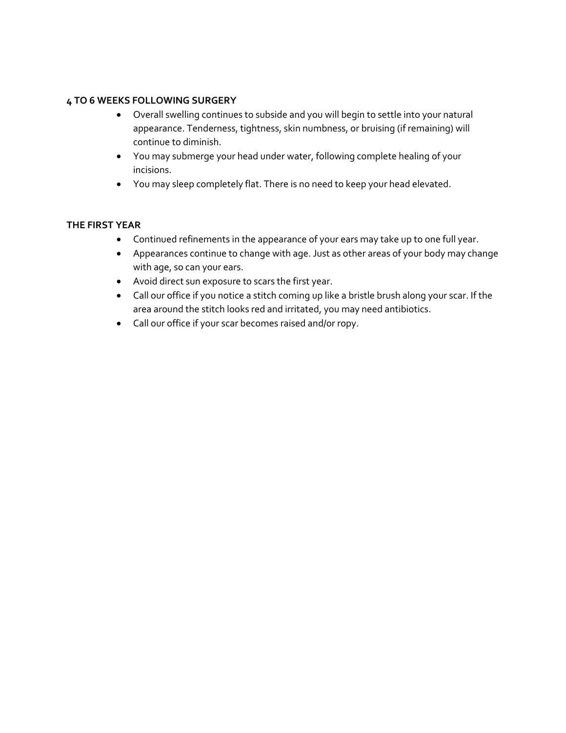**4 TO 6 WEEKS FOLLOWING SURGERY**

- Overall swelling continues to subside and you will begin to settle into your natural appearance. Tenderness, tightness, skin numbness, or bruising (if remaining) will continue to diminish.
- You may submerge your head under water, following complete healing of your incisions.
- You may sleep completely flat. There is no need to keep your head elevated.

**THE FIRST YEAR**

- Continued refinements in the appearance of your ears may take up to one full year.
- Appearances continue to change with age. Just as other areas of your body may change with age, so can your ears.
- Avoid direct sun exposure to scars the first year.
- Call our office if you notice a stitch coming up like a bristle brush along your scar. If the area around the stitch looks red and irritated, you may need antibiotics.
- Call our office if your scar becomes raised and/or ropy.